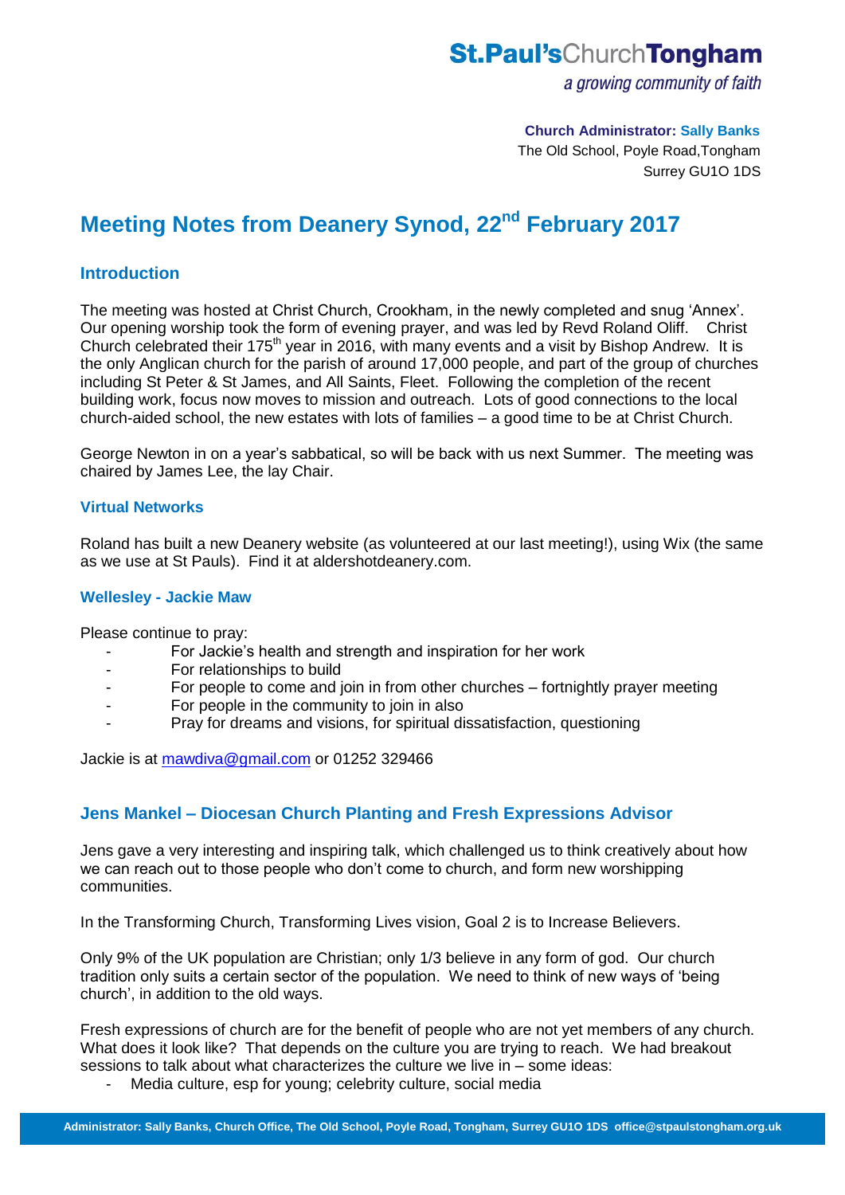**St.Paul'sChurchTongham**
*a growing community of faith*

**Church Administrator: Sally Banks**
The Old School, Poyle Road,Tongham
Surrey GU1O 1DS

# Meeting Notes from Deanery Synod, 22nd February 2017

## Introduction

The meeting was hosted at Christ Church, Crookham, in the newly completed and snug 'Annex'. Our opening worship took the form of evening prayer, and was led by Revd Roland Oliff. Christ Church celebrated their 175th year in 2016, with many events and a visit by Bishop Andrew. It is the only Anglican church for the parish of around 17,000 people, and part of the group of churches including St Peter & St James, and All Saints, Fleet. Following the completion of the recent building work, focus now moves to mission and outreach. Lots of good connections to the local church-aided school, the new estates with lots of families – a good time to be at Christ Church.

George Newton in on a year's sabbatical, so will be back with us next Summer. The meeting was chaired by James Lee, the lay Chair.

### Virtual Networks

Roland has built a new Deanery website (as volunteered at our last meeting!), using Wix (the same as we use at St Pauls). Find it at aldershotdeanery.com.

### Wellesley - Jackie Maw

Please continue to pray:

- For Jackie's health and strength and inspiration for her work
- For relationships to build
- For people to come and join in from other churches – fortnightly prayer meeting
- For people in the community to join in also
- Pray for dreams and visions, for spiritual dissatisfaction, questioning

Jackie is at mawdiva@gmail.com or 01252 329466

## Jens Mankel – Diocesan Church Planting and Fresh Expressions Advisor

Jens gave a very interesting and inspiring talk, which challenged us to think creatively about how we can reach out to those people who don't come to church, and form new worshipping communities.

In the Transforming Church, Transforming Lives vision, Goal 2 is to Increase Believers.

Only 9% of the UK population are Christian; only 1/3 believe in any form of god. Our church tradition only suits a certain sector of the population. We need to think of new ways of 'being church', in addition to the old ways.

Fresh expressions of church are for the benefit of people who are not yet members of any church. What does it look like? That depends on the culture you are trying to reach. We had breakout sessions to talk about what characterizes the culture we live in – some ideas:

- Media culture, esp for young; celebrity culture, social media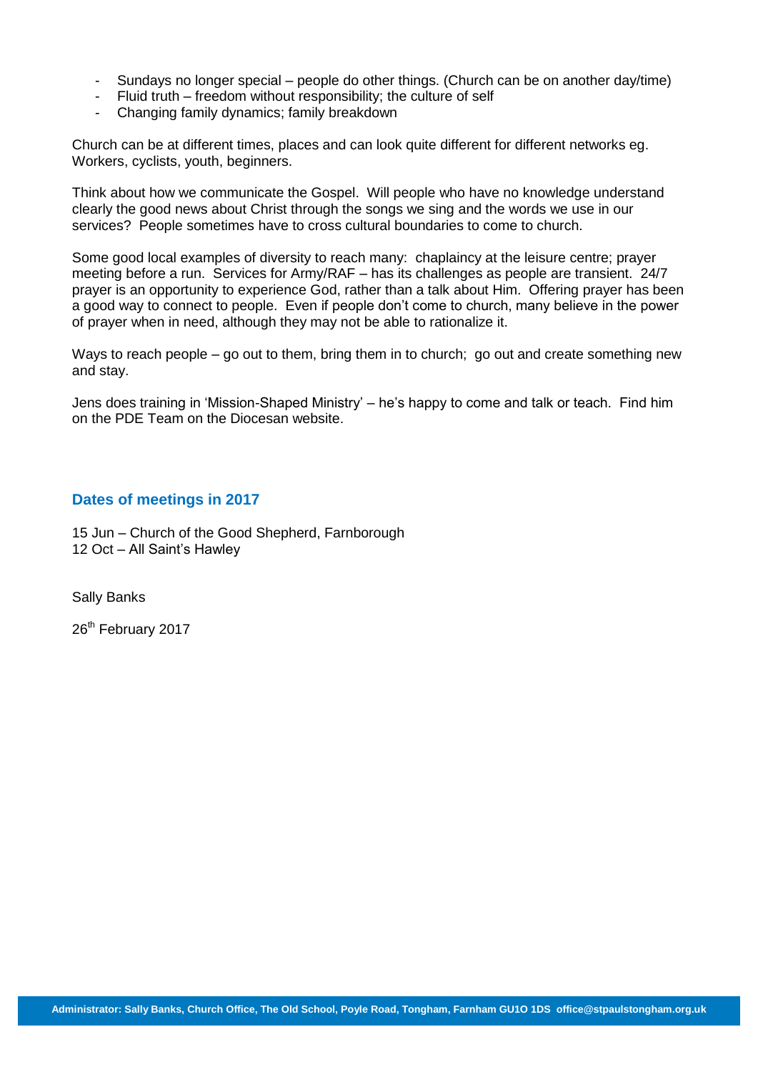- Sundays no longer special – people do other things. (Church can be on another day/time)
- Fluid truth – freedom without responsibility; the culture of self
- Changing family dynamics; family breakdown

Church can be at different times, places and can look quite different for different networks eg. Workers, cyclists, youth, beginners.

Think about how we communicate the Gospel. Will people who have no knowledge understand clearly the good news about Christ through the songs we sing and the words we use in our services? People sometimes have to cross cultural boundaries to come to church.

Some good local examples of diversity to reach many: chaplaincy at the leisure centre; prayer meeting before a run. Services for Army/RAF – has its challenges as people are transient. 24/7 prayer is an opportunity to experience God, rather than a talk about Him. Offering prayer has been a good way to connect to people. Even if people don't come to church, many believe in the power of prayer when in need, although they may not be able to rationalize it.

Ways to reach people – go out to them, bring them in to church; go out and create something new and stay.

Jens does training in 'Mission-Shaped Ministry' – he's happy to come and talk or teach. Find him on the PDE Team on the Diocesan website.

## Dates of meetings in 2017

15 Jun – Church of the Good Shepherd, Farnborough
12 Oct – All Saint's Hawley

Sally Banks

26th February 2017

**Administrator: Sally Banks, Church Office, The Old School, Poyle Road, Tongham, Farnham GU1O 1DS office@stpaulstongham.org.uk**